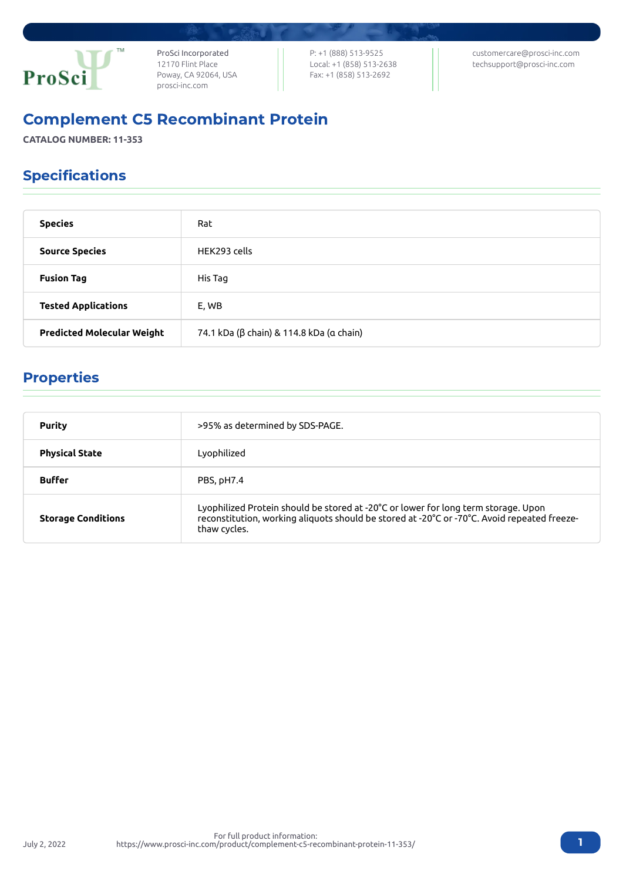ProSci Incorporated
12170 Flint Place
Poway, CA 92064, USA
prosci-inc.com

P: +1 (888) 513-9525
Local: +1 (858) 513-2638
Fax: +1 (858) 513-2692

customercare@prosci-inc.com
techsupport@prosci-inc.com

# Complement C5 Recombinant Protein

**CATALOG NUMBER: 11-353**

## Specifications

| | |
|---|---|
| **Species** | Rat |
| **Source Species** | HEK293 cells |
| **Fusion Tag** | His Tag |
| **Tested Applications** | E, WB |
| **Predicted Molecular Weight** | 74.1 kDa (β chain) & 114.8 kDa (α chain) |

## Properties

| | |
|---|---|
| **Purity** | >95% as determined by SDS-PAGE. |
| **Physical State** | Lyophilized |
| **Buffer** | PBS, pH7.4 |
| **Storage Conditions** | Lyophilized Protein should be stored at -20°C or lower for long term storage. Upon reconstitution, working aliquots should be stored at -20°C or -70°C. Avoid repeated freeze-thaw cycles. |

July 2, 2022

For full product information:
https://www.prosci-inc.com/product/complement-c5-recombinant-protein-11-353/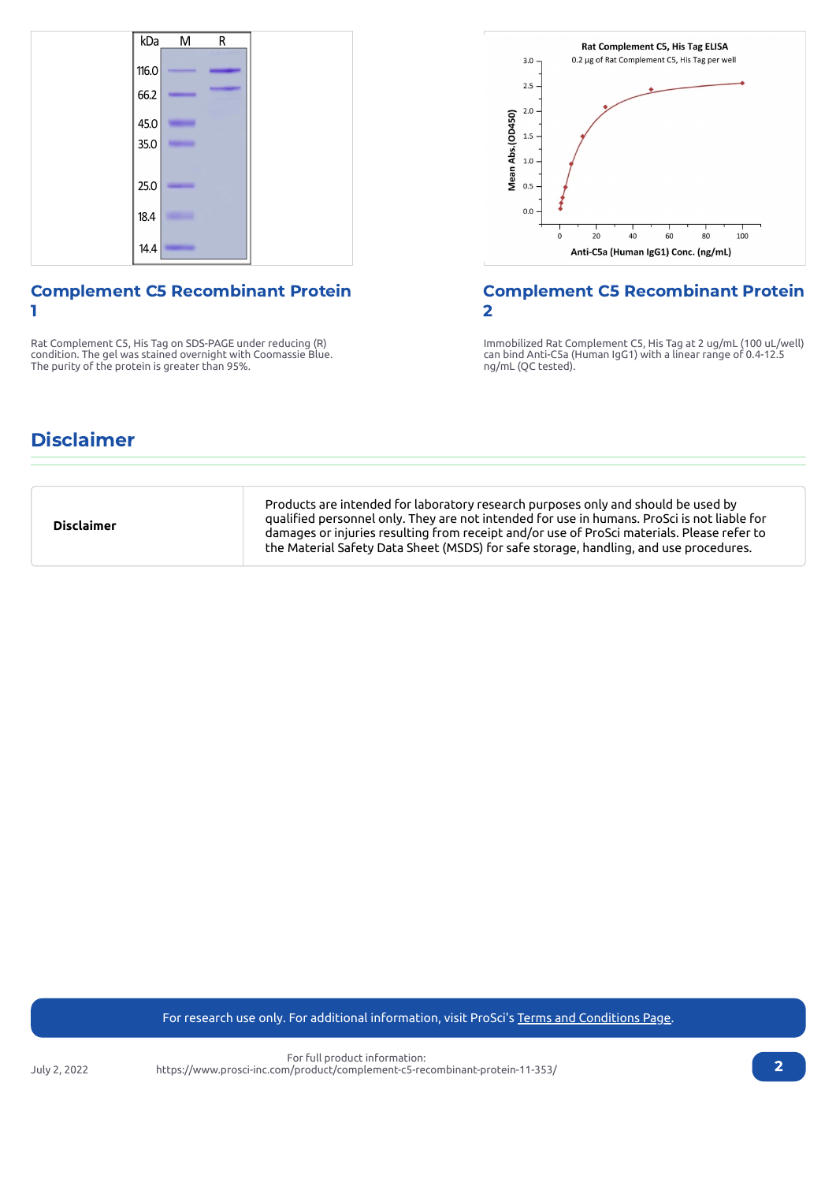kDa M R

116.0

66.2

45.0

35.0

25.0

18.4

14.4

Rat Complement C5, His Tag ELISA

0.2 µg of Rat Complement C5, His Tag per well

Mean Abs.(OD450)

3.0 2.5 2.0 1.5 1.0 0.5 0.0

0 20 40 60 80 100

Anti-C5a (Human IgG1) Conc. (ng/mL)

## Complement C5 Recombinant Protein 1

Rat Complement C5, His Tag on SDS-PAGE under reducing (R) condition. The gel was stained overnight with Coomassie Blue. The purity of the protein is greater than 95%.

## Complement C5 Recombinant Protein 2

Immobilized Rat Complement C5, His Tag at 2 ug/mL (100 uL/well) can bind Anti-C5a (Human IgG1) with a linear range of 0.4-12.5 ng/mL (QC tested).

## Disclaimer

| | |
|---|---|
| **Disclaimer** | Products are intended for laboratory research purposes only and should be used by qualified personnel only. They are not intended for use in humans. ProSci is not liable for damages or injuries resulting from receipt and/or use of ProSci materials. Please refer to the Material Safety Data Sheet (MSDS) for safe storage, handling, and use procedures. |

For research use only. For additional information, visit ProSci's Terms and Conditions Page.

July 2, 2022

For full product information:
https://www.prosci-inc.com/product/complement-c5-recombinant-protein-11-353/